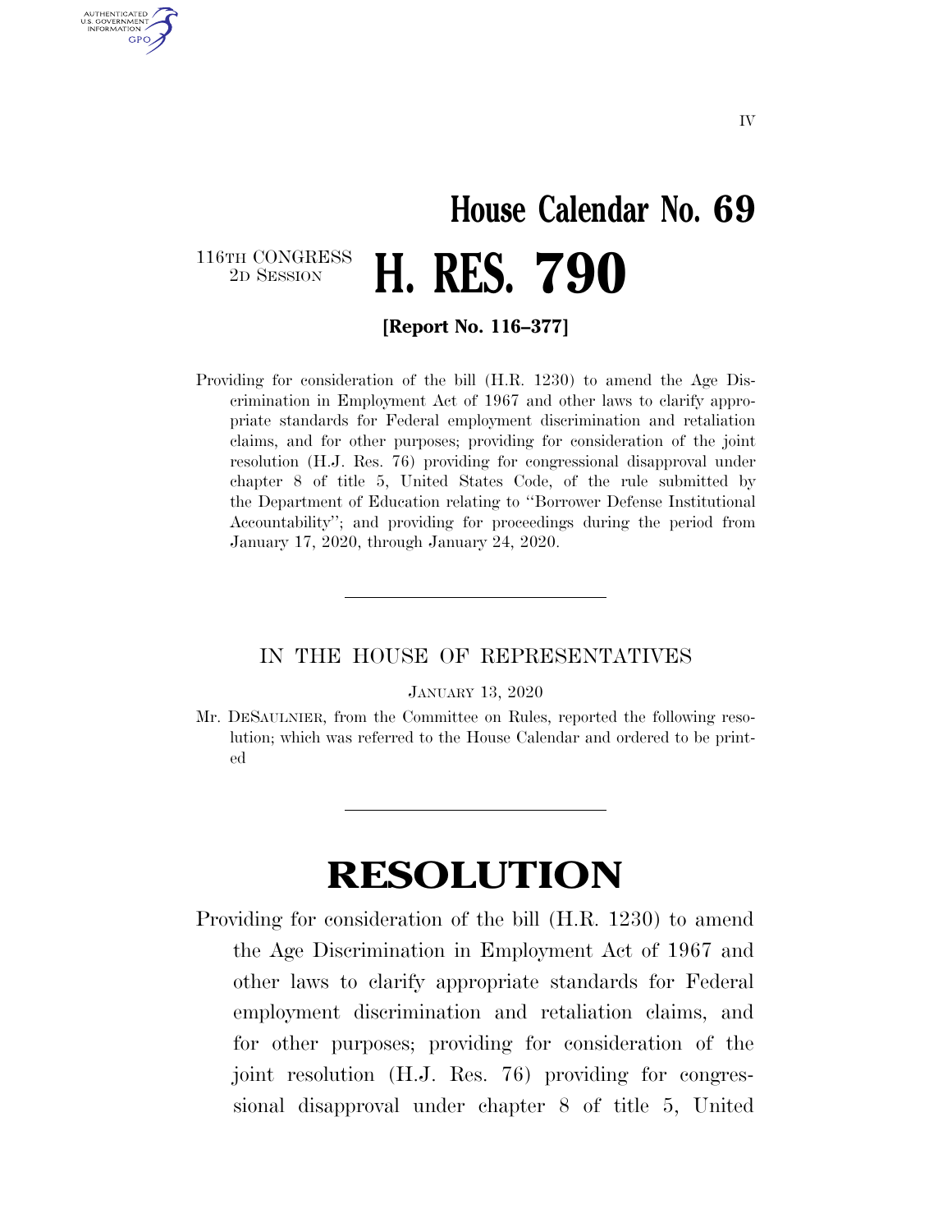IV

# House Calendar No. 69

116TH CONGRESS
2D SESSION

# H. RES. 790

**[Report No. 116–377]**

Providing for consideration of the bill (H.R. 1230) to amend the Age Discrimination in Employment Act of 1967 and other laws to clarify appropriate standards for Federal employment discrimination and retaliation claims, and for other purposes; providing for consideration of the joint resolution (H.J. Res. 76) providing for congressional disapproval under chapter 8 of title 5, United States Code, of the rule submitted by the Department of Education relating to "Borrower Defense Institutional Accountability"; and providing for proceedings during the period from January 17, 2020, through January 24, 2020.

---

IN THE HOUSE OF REPRESENTATIVES

JANUARY 13, 2020

Mr. DESAULNIER, from the Committee on Rules, reported the following resolution; which was referred to the House Calendar and ordered to be printed

---

# RESOLUTION

Providing for consideration of the bill (H.R. 1230) to amend the Age Discrimination in Employment Act of 1967 and other laws to clarify appropriate standards for Federal employment discrimination and retaliation claims, and for other purposes; providing for consideration of the joint resolution (H.J. Res. 76) providing for congressional disapproval under chapter 8 of title 5, United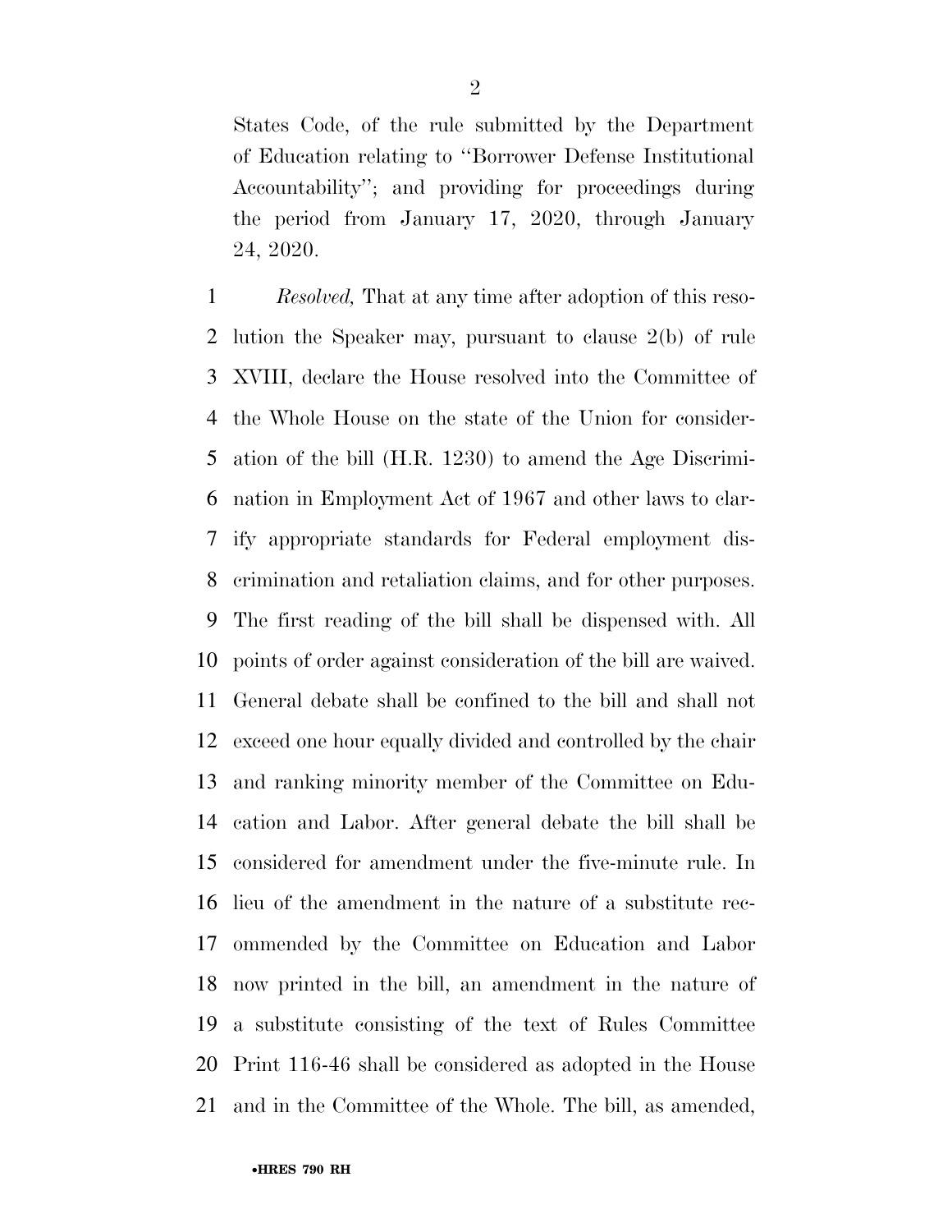States Code, of the rule submitted by the Department of Education relating to ''Borrower Defense Institutional Accountability''; and providing for proceedings during the period from January 17, 2020, through January 24, 2020.

*Resolved,* That at any time after adoption of this resolution the Speaker may, pursuant to clause 2(b) of rule XVIII, declare the House resolved into the Committee of the Whole House on the state of the Union for consideration of the bill (H.R. 1230) to amend the Age Discrimination in Employment Act of 1967 and other laws to clarify appropriate standards for Federal employment discrimination and retaliation claims, and for other purposes. The first reading of the bill shall be dispensed with. All points of order against consideration of the bill are waived. General debate shall be confined to the bill and shall not exceed one hour equally divided and controlled by the chair and ranking minority member of the Committee on Education and Labor. After general debate the bill shall be considered for amendment under the five-minute rule. In lieu of the amendment in the nature of a substitute recommended by the Committee on Education and Labor now printed in the bill, an amendment in the nature of a substitute consisting of the text of Rules Committee Print 116-46 shall be considered as adopted in the House and in the Committee of the Whole. The bill, as amended,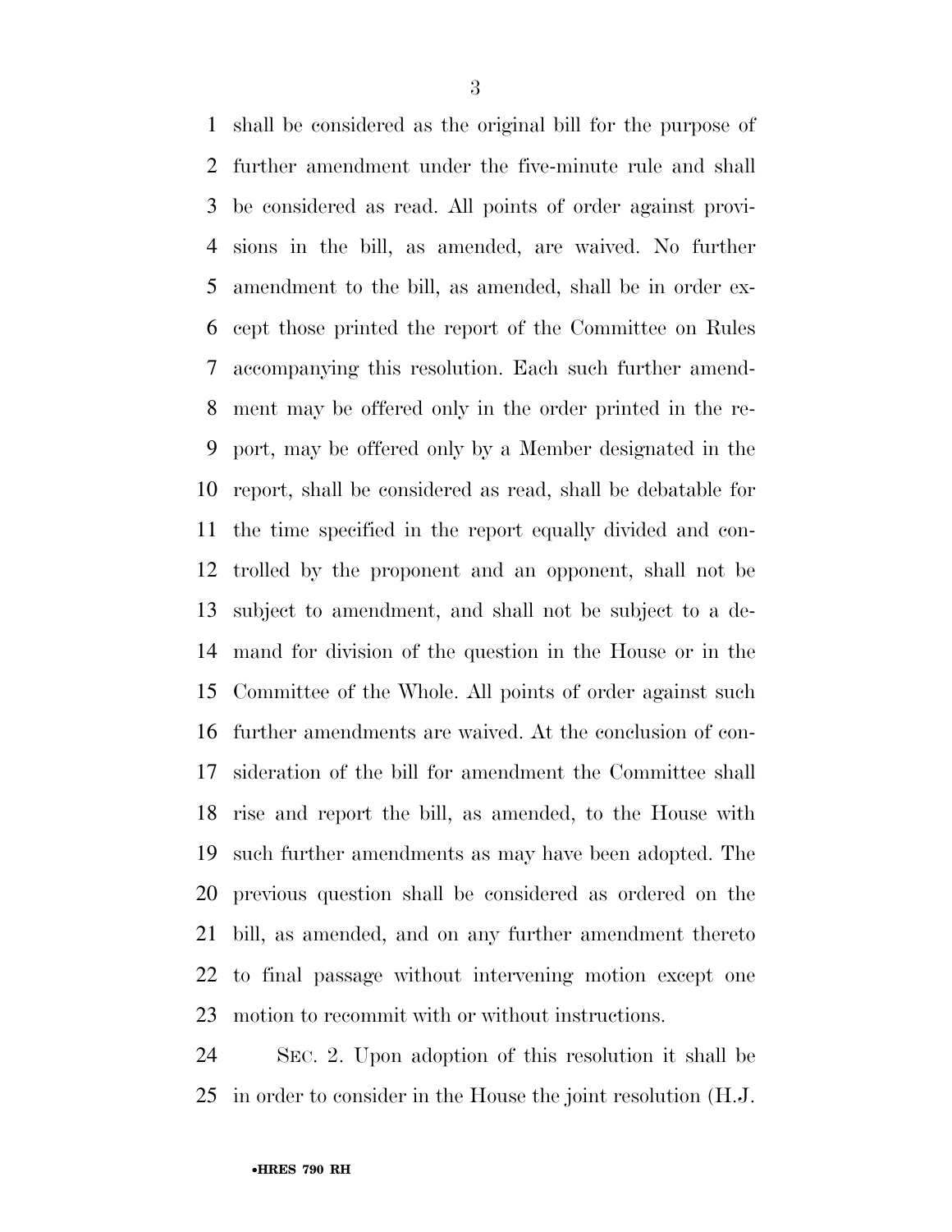shall be considered as the original bill for the purpose of further amendment under the five-minute rule and shall be considered as read. All points of order against provisions in the bill, as amended, are waived. No further amendment to the bill, as amended, shall be in order except those printed the report of the Committee on Rules accompanying this resolution. Each such further amendment may be offered only in the order printed in the report, may be offered only by a Member designated in the report, shall be considered as read, shall be debatable for the time specified in the report equally divided and controlled by the proponent and an opponent, shall not be subject to amendment, and shall not be subject to a demand for division of the question in the House or in the Committee of the Whole. All points of order against such further amendments are waived. At the conclusion of consideration of the bill for amendment the Committee shall rise and report the bill, as amended, to the House with such further amendments as may have been adopted. The previous question shall be considered as ordered on the bill, as amended, and on any further amendment thereto to final passage without intervening motion except one motion to recommit with or without instructions.

SEC. 2. Upon adoption of this resolution it shall be in order to consider in the House the joint resolution (H.J.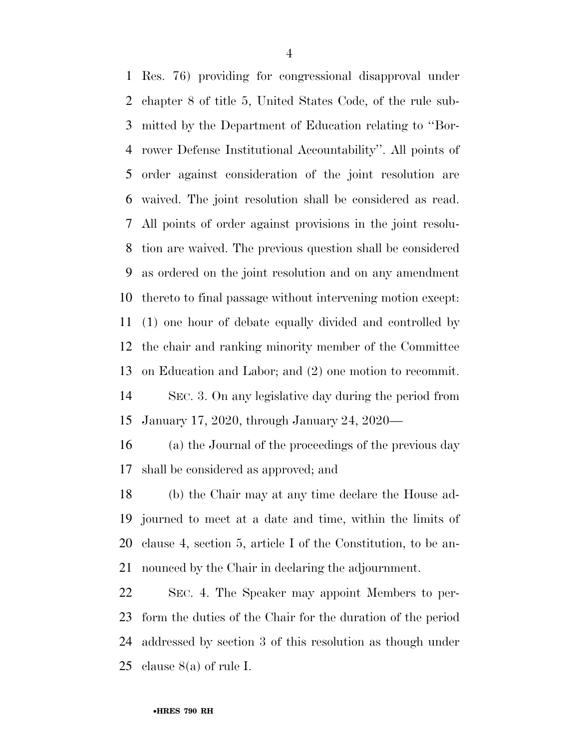Res. 76) providing for congressional disapproval under chapter 8 of title 5, United States Code, of the rule submitted by the Department of Education relating to ''Borrower Defense Institutional Accountability''. All points of order against consideration of the joint resolution are waived. The joint resolution shall be considered as read. All points of order against provisions in the joint resolution are waived. The previous question shall be considered as ordered on the joint resolution and on any amendment thereto to final passage without intervening motion except: (1) one hour of debate equally divided and controlled by the chair and ranking minority member of the Committee on Education and Labor; and (2) one motion to recommit.

SEC. 3. On any legislative day during the period from January 17, 2020, through January 24, 2020—

(a) the Journal of the proceedings of the previous day shall be considered as approved; and

(b) the Chair may at any time declare the House adjourned to meet at a date and time, within the limits of clause 4, section 5, article I of the Constitution, to be announced by the Chair in declaring the adjournment.

SEC. 4. The Speaker may appoint Members to perform the duties of the Chair for the duration of the period addressed by section 3 of this resolution as though under clause 8(a) of rule I.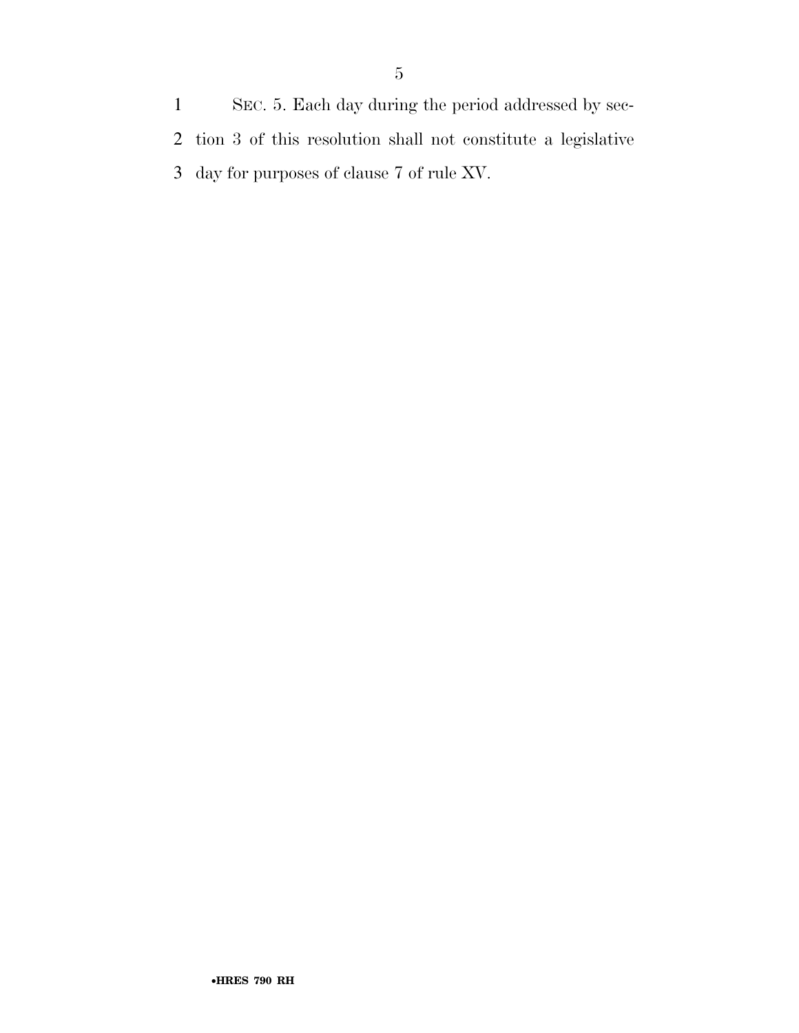SEC. 5. Each day during the period addressed by section 3 of this resolution shall not constitute a legislative day for purposes of clause 7 of rule XV.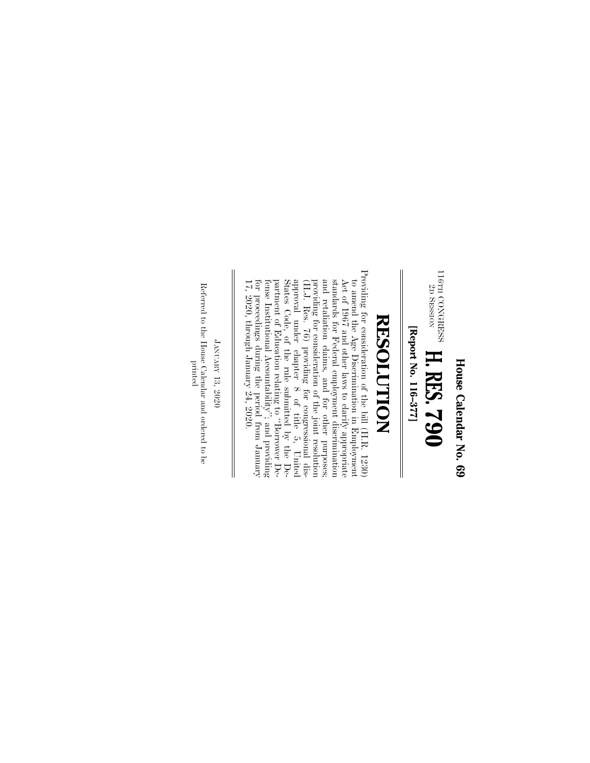House Calendar No. 69

116TH CONGRESS
2D SESSION

# H. RES. 790

**[Report No. 116–377]**

# RESOLUTION

Providing for consideration of the bill (H.R. 1230) to amend the Age Discrimination in Employment Act of 1967 and other laws to clarify appropriate standards for Federal employment discrimination and retaliation claims, and for other purposes; providing for consideration of the joint resolution (H.J. Res. 76) providing for congressional disapproval under chapter 8 of title 5, United States Code, of the rule submitted by the Department of Education relating to "Borrower Defense Institutional Accountability"; and providing for proceedings during the period from January 17, 2020, through January 24, 2020.

JANUARY 13, 2020

Referred to the House Calendar and ordered to be printed